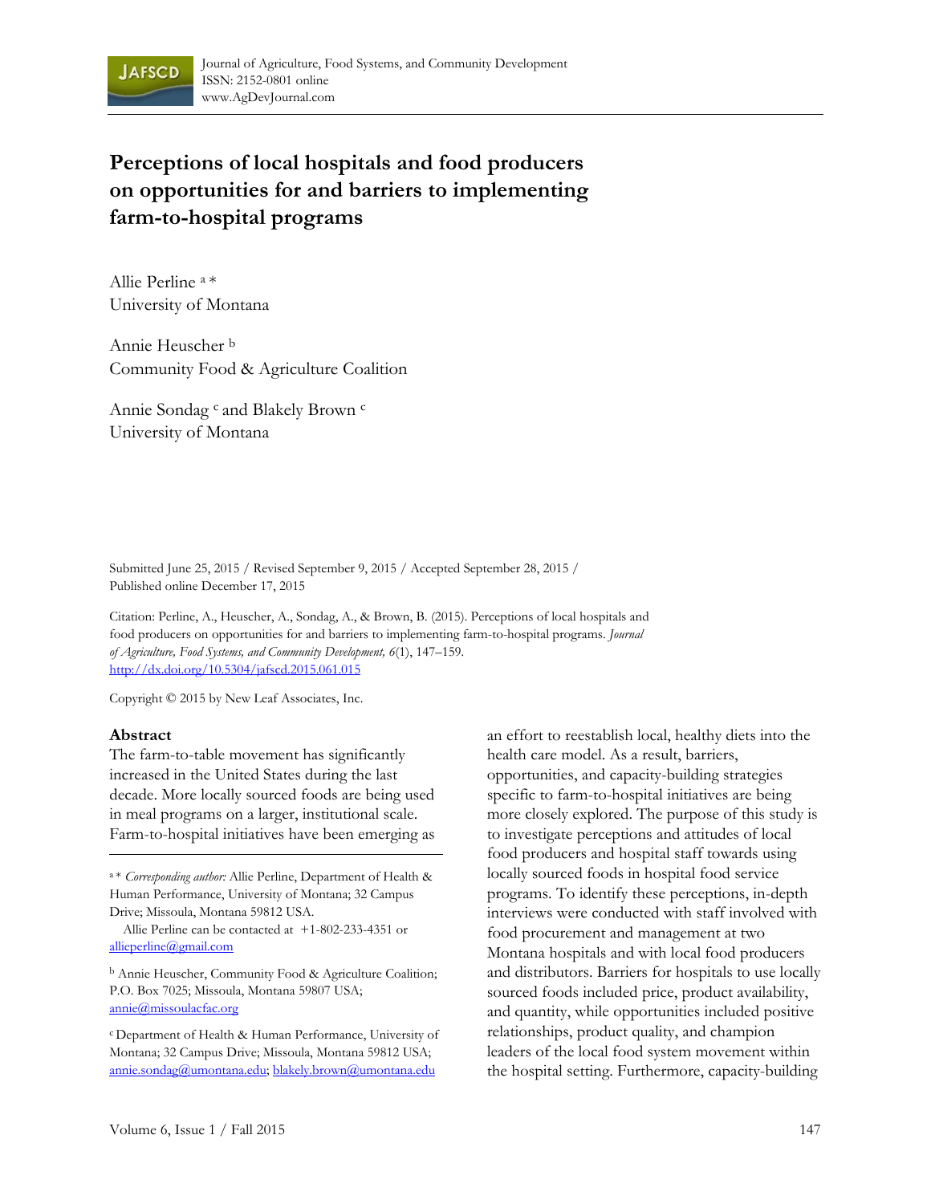# Perceptions of local hospitals and food producers on opportunities for and barriers to implementing farm-to-hospital programs

Allie Perline [a] *
University of Montana

Annie Heuscher [b]
Community Food & Agriculture Coalition

Annie Sondag [c] and Blakely Brown [c]
University of Montana

Submitted June 25, 2015 / Revised September 9, 2015 / Accepted September 28, 2015 / Published online December 17, 2015

Citation: Perline, A., Heuscher, A., Sondag, A., & Brown, B. (2015). Perceptions of local hospitals and food producers on opportunities for and barriers to implementing farm-to-hospital programs. *Journal of Agriculture, Food Systems, and Community Development, 6*(1), 147–159. http://dx.doi.org/10.5304/jafscd.2015.061.015

Copyright © 2015 by New Leaf Associates, Inc.

## Abstract

The farm-to-table movement has significantly increased in the United States during the last decade. More locally sourced foods are being used in meal programs on a larger, institutional scale. Farm-to-hospital initiatives have been emerging as an effort to reestablish local, healthy diets into the health care model. As a result, barriers, opportunities, and capacity-building strategies specific to farm-to-hospital initiatives are being more closely explored. The purpose of this study is to investigate perceptions and attitudes of local food producers and hospital staff towards using locally sourced foods in hospital food service programs. To identify these perceptions, in-depth interviews were conducted with staff involved with food procurement and management at two Montana hospitals and with local food producers and distributors. Barriers for hospitals to use locally sourced foods included price, product availability, and quantity, while opportunities included positive relationships, product quality, and champion leaders of the local food system movement within the hospital setting. Furthermore, capacity-building

---

[a] * *Corresponding author:* Allie Perline, Department of Health & Human Performance, University of Montana; 32 Campus Drive; Missoula, Montana 59812 USA.

Allie Perline can be contacted at +1-802-233-4351 or allieperline@gmail.com

[b] Annie Heuscher, Community Food & Agriculture Coalition; P.O. Box 7025; Missoula, Montana 59807 USA; annie@missoulacfac.org

[c] Department of Health & Human Performance, University of Montana; 32 Campus Drive; Missoula, Montana 59812 USA; annie.sondag@umontana.edu; blakely.brown@umontana.edu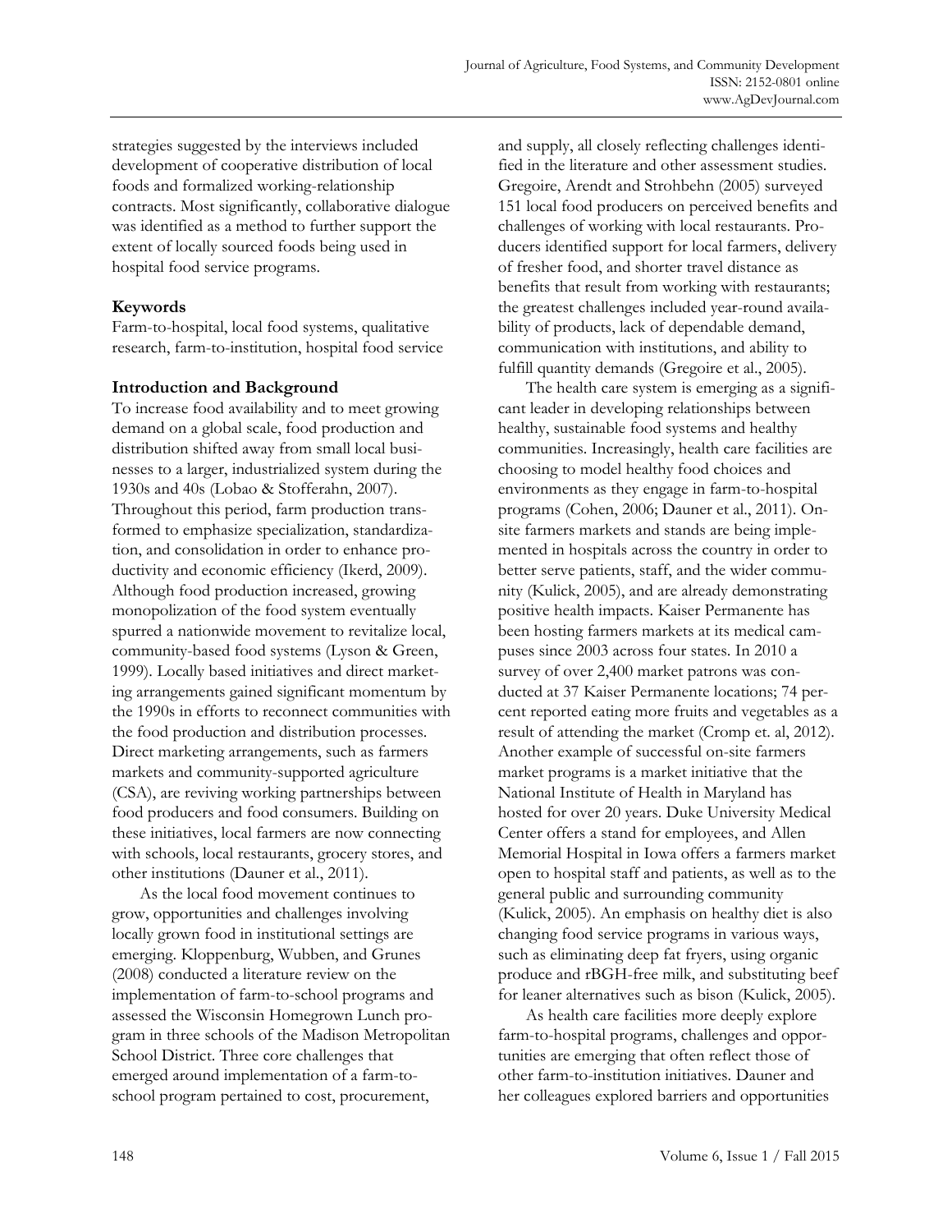strategies suggested by the interviews included development of cooperative distribution of local foods and formalized working-relationship contracts. Most significantly, collaborative dialogue was identified as a method to further support the extent of locally sourced foods being used in hospital food service programs.

## Keywords

Farm-to-hospital, local food systems, qualitative research, farm-to-institution, hospital food service

## Introduction and Background

To increase food availability and to meet growing demand on a global scale, food production and distribution shifted away from small local businesses to a larger, industrialized system during the 1930s and 40s (Lobao & Stofferahn, 2007). Throughout this period, farm production transformed to emphasize specialization, standardization, and consolidation in order to enhance productivity and economic efficiency (Ikerd, 2009). Although food production increased, growing monopolization of the food system eventually spurred a nationwide movement to revitalize local, community-based food systems (Lyson & Green, 1999). Locally based initiatives and direct marketing arrangements gained significant momentum by the 1990s in efforts to reconnect communities with the food production and distribution processes. Direct marketing arrangements, such as farmers markets and community-supported agriculture (CSA), are reviving working partnerships between food producers and food consumers. Building on these initiatives, local farmers are now connecting with schools, local restaurants, grocery stores, and other institutions (Dauner et al., 2011).

As the local food movement continues to grow, opportunities and challenges involving locally grown food in institutional settings are emerging. Kloppenburg, Wubben, and Grunes (2008) conducted a literature review on the implementation of farm-to-school programs and assessed the Wisconsin Homegrown Lunch program in three schools of the Madison Metropolitan School District. Three core challenges that emerged around implementation of a farm-to-school program pertained to cost, procurement, and supply, all closely reflecting challenges identified in the literature and other assessment studies. Gregoire, Arendt and Strohbehn (2005) surveyed 151 local food producers on perceived benefits and challenges of working with local restaurants. Producers identified support for local farmers, delivery of fresher food, and shorter travel distance as benefits that result from working with restaurants; the greatest challenges included year-round availability of products, lack of dependable demand, communication with institutions, and ability to fulfill quantity demands (Gregoire et al., 2005).

The health care system is emerging as a significant leader in developing relationships between healthy, sustainable food systems and healthy communities. Increasingly, health care facilities are choosing to model healthy food choices and environments as they engage in farm-to-hospital programs (Cohen, 2006; Dauner et al., 2011). On-site farmers markets and stands are being implemented in hospitals across the country in order to better serve patients, staff, and the wider community (Kulick, 2005), and are already demonstrating positive health impacts. Kaiser Permanente has been hosting farmers markets at its medical campuses since 2003 across four states. In 2010 a survey of over 2,400 market patrons was conducted at 37 Kaiser Permanente locations; 74 percent reported eating more fruits and vegetables as a result of attending the market (Cromp et. al, 2012). Another example of successful on-site farmers market programs is a market initiative that the National Institute of Health in Maryland has hosted for over 20 years. Duke University Medical Center offers a stand for employees, and Allen Memorial Hospital in Iowa offers a farmers market open to hospital staff and patients, as well as to the general public and surrounding community (Kulick, 2005). An emphasis on healthy diet is also changing food service programs in various ways, such as eliminating deep fat fryers, using organic produce and rBGH-free milk, and substituting beef for leaner alternatives such as bison (Kulick, 2005).

As health care facilities more deeply explore farm-to-hospital programs, challenges and opportunities are emerging that often reflect those of other farm-to-institution initiatives. Dauner and her colleagues explored barriers and opportunities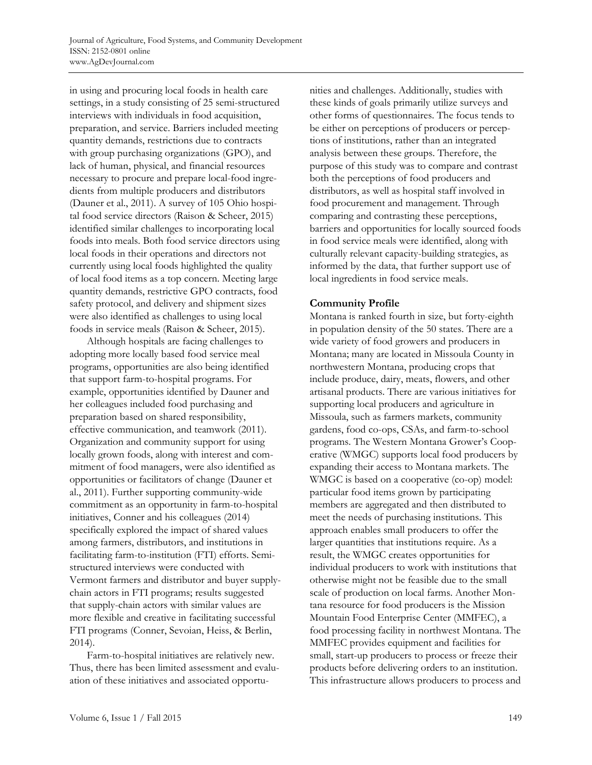in using and procuring local foods in health care settings, in a study consisting of 25 semi-structured interviews with individuals in food acquisition, preparation, and service. Barriers included meeting quantity demands, restrictions due to contracts with group purchasing organizations (GPO), and lack of human, physical, and financial resources necessary to procure and prepare local-food ingredients from multiple producers and distributors (Dauner et al., 2011). A survey of 105 Ohio hospital food service directors (Raison & Scheer, 2015) identified similar challenges to incorporating local foods into meals. Both food service directors using local foods in their operations and directors not currently using local foods highlighted the quality of local food items as a top concern. Meeting large quantity demands, restrictive GPO contracts, food safety protocol, and delivery and shipment sizes were also identified as challenges to using local foods in service meals (Raison & Scheer, 2015).

Although hospitals are facing challenges to adopting more locally based food service meal programs, opportunities are also being identified that support farm-to-hospital programs. For example, opportunities identified by Dauner and her colleagues included food purchasing and preparation based on shared responsibility, effective communication, and teamwork (2011). Organization and community support for using locally grown foods, along with interest and commitment of food managers, were also identified as opportunities or facilitators of change (Dauner et al., 2011). Further supporting community-wide commitment as an opportunity in farm-to-hospital initiatives, Conner and his colleagues (2014) specifically explored the impact of shared values among farmers, distributors, and institutions in facilitating farm-to-institution (FTI) efforts. Semi-structured interviews were conducted with Vermont farmers and distributor and buyer supply-chain actors in FTI programs; results suggested that supply-chain actors with similar values are more flexible and creative in facilitating successful FTI programs (Conner, Sevoian, Heiss, & Berlin, 2014).

Farm-to-hospital initiatives are relatively new. Thus, there has been limited assessment and evaluation of these initiatives and associated opportunities and challenges. Additionally, studies with these kinds of goals primarily utilize surveys and other forms of questionnaires. The focus tends to be either on perceptions of producers or perceptions of institutions, rather than an integrated analysis between these groups. Therefore, the purpose of this study was to compare and contrast both the perceptions of food producers and distributors, as well as hospital staff involved in food procurement and management. Through comparing and contrasting these perceptions, barriers and opportunities for locally sourced foods in food service meals were identified, along with culturally relevant capacity-building strategies, as informed by the data, that further support use of local ingredients in food service meals.

## Community Profile

Montana is ranked fourth in size, but forty-eighth in population density of the 50 states. There are a wide variety of food growers and producers in Montana; many are located in Missoula County in northwestern Montana, producing crops that include produce, dairy, meats, flowers, and other artisanal products. There are various initiatives for supporting local producers and agriculture in Missoula, such as farmers markets, community gardens, food co-ops, CSAs, and farm-to-school programs. The Western Montana Grower's Cooperative (WMGC) supports local food producers by expanding their access to Montana markets. The WMGC is based on a cooperative (co-op) model: particular food items grown by participating members are aggregated and then distributed to meet the needs of purchasing institutions. This approach enables small producers to offer the larger quantities that institutions require. As a result, the WMGC creates opportunities for individual producers to work with institutions that otherwise might not be feasible due to the small scale of production on local farms. Another Montana resource for food producers is the Mission Mountain Food Enterprise Center (MMFEC), a food processing facility in northwest Montana. The MMFEC provides equipment and facilities for small, start-up producers to process or freeze their products before delivering orders to an institution. This infrastructure allows producers to process and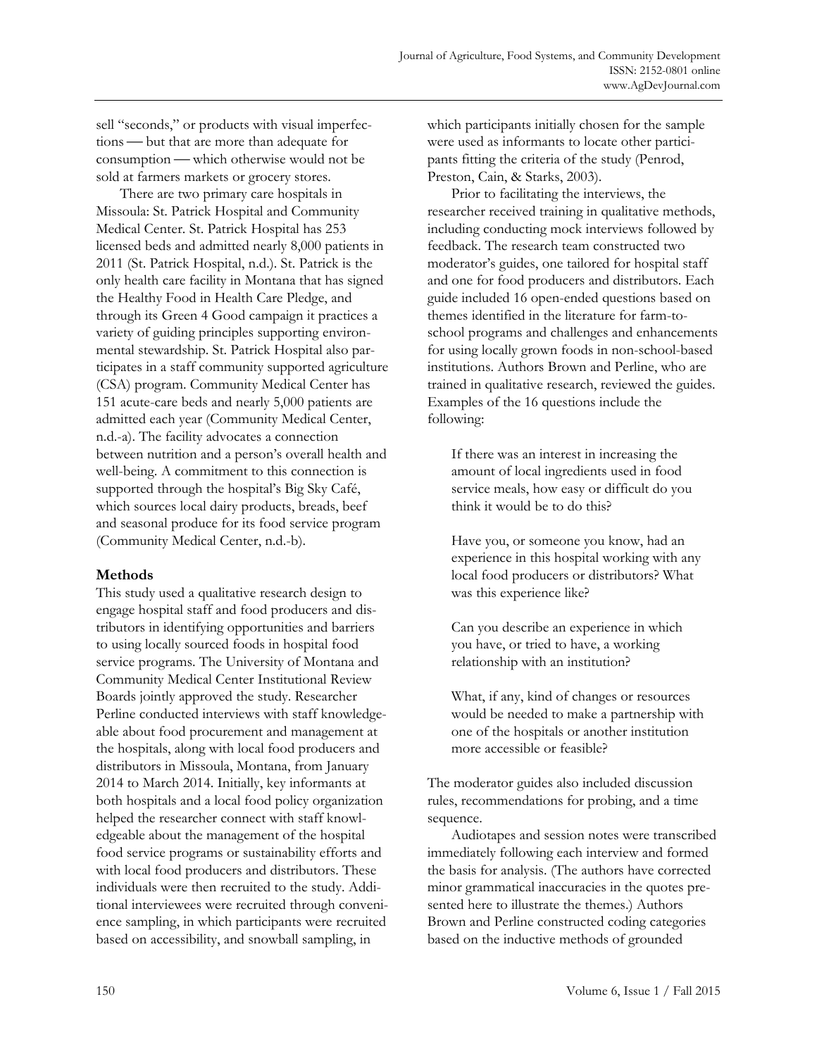sell "seconds," or products with visual imperfections — but that are more than adequate for consumption — which otherwise would not be sold at farmers markets or grocery stores.

There are two primary care hospitals in Missoula: St. Patrick Hospital and Community Medical Center. St. Patrick Hospital has 253 licensed beds and admitted nearly 8,000 patients in 2011 (St. Patrick Hospital, n.d.). St. Patrick is the only health care facility in Montana that has signed the Healthy Food in Health Care Pledge, and through its Green 4 Good campaign it practices a variety of guiding principles supporting environmental stewardship. St. Patrick Hospital also participates in a staff community supported agriculture (CSA) program. Community Medical Center has 151 acute-care beds and nearly 5,000 patients are admitted each year (Community Medical Center, n.d.-a). The facility advocates a connection between nutrition and a person's overall health and well-being. A commitment to this connection is supported through the hospital's Big Sky Café, which sources local dairy products, breads, beef and seasonal produce for its food service program (Community Medical Center, n.d.-b).

## Methods

This study used a qualitative research design to engage hospital staff and food producers and distributors in identifying opportunities and barriers to using locally sourced foods in hospital food service programs. The University of Montana and Community Medical Center Institutional Review Boards jointly approved the study. Researcher Perline conducted interviews with staff knowledgeable about food procurement and management at the hospitals, along with local food producers and distributors in Missoula, Montana, from January 2014 to March 2014. Initially, key informants at both hospitals and a local food policy organization helped the researcher connect with staff knowledgeable about the management of the hospital food service programs or sustainability efforts and with local food producers and distributors. These individuals were then recruited to the study. Additional interviewees were recruited through convenience sampling, in which participants were recruited based on accessibility, and snowball sampling, in which participants initially chosen for the sample were used as informants to locate other participants fitting the criteria of the study (Penrod, Preston, Cain, & Starks, 2003).

Prior to facilitating the interviews, the researcher received training in qualitative methods, including conducting mock interviews followed by feedback. The research team constructed two moderator's guides, one tailored for hospital staff and one for food producers and distributors. Each guide included 16 open-ended questions based on themes identified in the literature for farm-to-school programs and challenges and enhancements for using locally grown foods in non-school-based institutions. Authors Brown and Perline, who are trained in qualitative research, reviewed the guides. Examples of the 16 questions include the following:

> If there was an interest in increasing the amount of local ingredients used in food service meals, how easy or difficult do you think it would be to do this?
>
> Have you, or someone you know, had an experience in this hospital working with any local food producers or distributors? What was this experience like?
>
> Can you describe an experience in which you have, or tried to have, a working relationship with an institution?
>
> What, if any, kind of changes or resources would be needed to make a partnership with one of the hospitals or another institution more accessible or feasible?

The moderator guides also included discussion rules, recommendations for probing, and a time sequence.

Audiotapes and session notes were transcribed immediately following each interview and formed the basis for analysis. (The authors have corrected minor grammatical inaccuracies in the quotes presented here to illustrate the themes.) Authors Brown and Perline constructed coding categories based on the inductive methods of grounded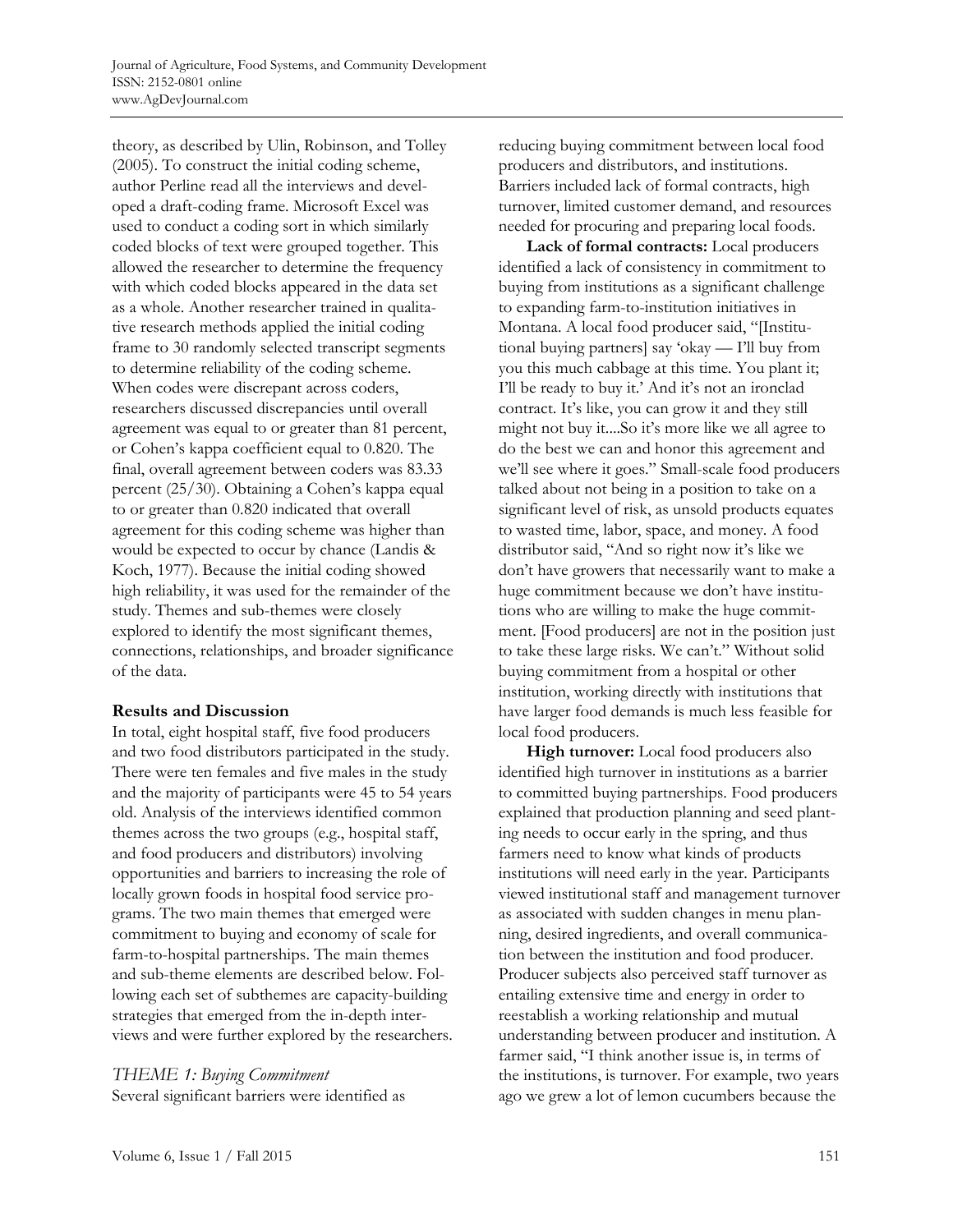theory, as described by Ulin, Robinson, and Tolley (2005). To construct the initial coding scheme, author Perline read all the interviews and developed a draft-coding frame. Microsoft Excel was used to conduct a coding sort in which similarly coded blocks of text were grouped together. This allowed the researcher to determine the frequency with which coded blocks appeared in the data set as a whole. Another researcher trained in qualitative research methods applied the initial coding frame to 30 randomly selected transcript segments to determine reliability of the coding scheme. When codes were discrepant across coders, researchers discussed discrepancies until overall agreement was equal to or greater than 81 percent, or Cohen's kappa coefficient equal to 0.820. The final, overall agreement between coders was 83.33 percent (25/30). Obtaining a Cohen's kappa equal to or greater than 0.820 indicated that overall agreement for this coding scheme was higher than would be expected to occur by chance (Landis & Koch, 1977). Because the initial coding showed high reliability, it was used for the remainder of the study. Themes and sub-themes were closely explored to identify the most significant themes, connections, relationships, and broader significance of the data.

## Results and Discussion

In total, eight hospital staff, five food producers and two food distributors participated in the study. There were ten females and five males in the study and the majority of participants were 45 to 54 years old. Analysis of the interviews identified common themes across the two groups (e.g., hospital staff, and food producers and distributors) involving opportunities and barriers to increasing the role of locally grown foods in hospital food service programs. The two main themes that emerged were commitment to buying and economy of scale for farm-to-hospital partnerships. The main themes and sub-theme elements are described below. Following each set of subthemes are capacity-building strategies that emerged from the in-depth interviews and were further explored by the researchers.

### *THEME 1: Buying Commitment*

Several significant barriers were identified as reducing buying commitment between local food producers and distributors, and institutions. Barriers included lack of formal contracts, high turnover, limited customer demand, and resources needed for procuring and preparing local foods.

**Lack of formal contracts:** Local producers identified a lack of consistency in commitment to buying from institutions as a significant challenge to expanding farm-to-institution initiatives in Montana. A local food producer said, "[Institutional buying partners] say 'okay — I'll buy from you this much cabbage at this time. You plant it; I'll be ready to buy it.' And it's not an ironclad contract. It's like, you can grow it and they still might not buy it....So it's more like we all agree to do the best we can and honor this agreement and we'll see where it goes." Small-scale food producers talked about not being in a position to take on a significant level of risk, as unsold products equates to wasted time, labor, space, and money. A food distributor said, "And so right now it's like we don't have growers that necessarily want to make a huge commitment because we don't have institutions who are willing to make the huge commitment. [Food producers] are not in the position just to take these large risks. We can't." Without solid buying commitment from a hospital or other institution, working directly with institutions that have larger food demands is much less feasible for local food producers.

**High turnover:** Local food producers also identified high turnover in institutions as a barrier to committed buying partnerships. Food producers explained that production planning and seed planting needs to occur early in the spring, and thus farmers need to know what kinds of products institutions will need early in the year. Participants viewed institutional staff and management turnover as associated with sudden changes in menu planning, desired ingredients, and overall communication between the institution and food producer. Producer subjects also perceived staff turnover as entailing extensive time and energy in order to reestablish a working relationship and mutual understanding between producer and institution. A farmer said, "I think another issue is, in terms of the institutions, is turnover. For example, two years ago we grew a lot of lemon cucumbers because the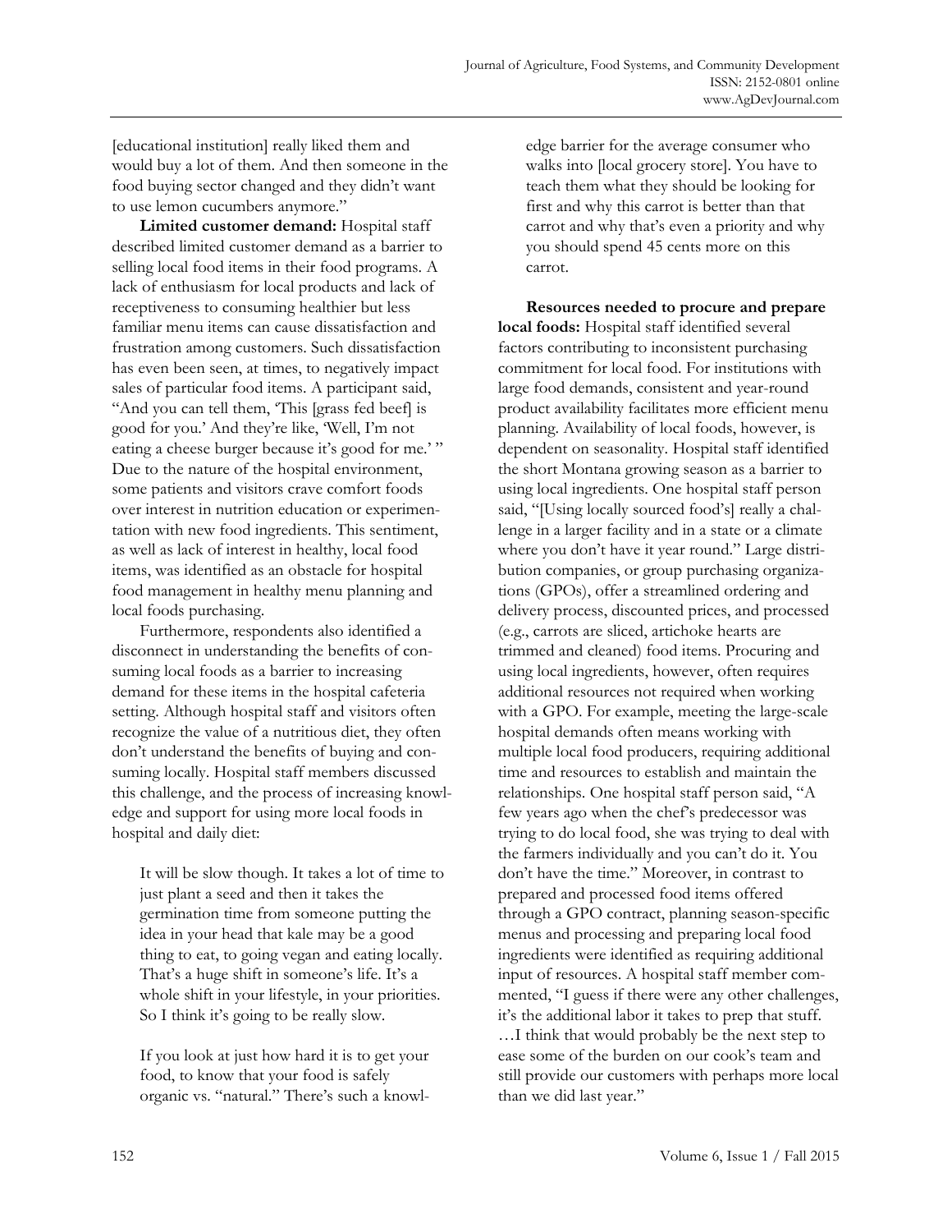[educational institution] really liked them and would buy a lot of them. And then someone in the food buying sector changed and they didn't want to use lemon cucumbers anymore."

**Limited customer demand:** Hospital staff described limited customer demand as a barrier to selling local food items in their food programs. A lack of enthusiasm for local products and lack of receptiveness to consuming healthier but less familiar menu items can cause dissatisfaction and frustration among customers. Such dissatisfaction has even been seen, at times, to negatively impact sales of particular food items. A participant said, "And you can tell them, 'This [grass fed beef] is good for you.' And they're like, 'Well, I'm not eating a cheese burger because it's good for me.' " Due to the nature of the hospital environment, some patients and visitors crave comfort foods over interest in nutrition education or experimentation with new food ingredients. This sentiment, as well as lack of interest in healthy, local food items, was identified as an obstacle for hospital food management in healthy menu planning and local foods purchasing.

Furthermore, respondents also identified a disconnect in understanding the benefits of consuming local foods as a barrier to increasing demand for these items in the hospital cafeteria setting. Although hospital staff and visitors often recognize the value of a nutritious diet, they often don't understand the benefits of buying and consuming locally. Hospital staff members discussed this challenge, and the process of increasing knowledge and support for using more local foods in hospital and daily diet:

> It will be slow though. It takes a lot of time to just plant a seed and then it takes the germination time from someone putting the idea in your head that kale may be a good thing to eat, to going vegan and eating locally. That's a huge shift in someone's life. It's a whole shift in your lifestyle, in your priorities. So I think it's going to be really slow.
>
> If you look at just how hard it is to get your food, to know that your food is safely organic vs. "natural." There's such a knowledge barrier for the average consumer who walks into [local grocery store]. You have to teach them what they should be looking for first and why this carrot is better than that carrot and why that's even a priority and why you should spend 45 cents more on this carrot.

**Resources needed to procure and prepare local foods:** Hospital staff identified several factors contributing to inconsistent purchasing commitment for local food. For institutions with large food demands, consistent and year-round product availability facilitates more efficient menu planning. Availability of local foods, however, is dependent on seasonality. Hospital staff identified the short Montana growing season as a barrier to using local ingredients. One hospital staff person said, "[Using locally sourced food's] really a challenge in a larger facility and in a state or a climate where you don't have it year round." Large distribution companies, or group purchasing organizations (GPOs), offer a streamlined ordering and delivery process, discounted prices, and processed (e.g., carrots are sliced, artichoke hearts are trimmed and cleaned) food items. Procuring and using local ingredients, however, often requires additional resources not required when working with a GPO. For example, meeting the large-scale hospital demands often means working with multiple local food producers, requiring additional time and resources to establish and maintain the relationships. One hospital staff person said, "A few years ago when the chef's predecessor was trying to do local food, she was trying to deal with the farmers individually and you can't do it. You don't have the time." Moreover, in contrast to prepared and processed food items offered through a GPO contract, planning season-specific menus and processing and preparing local food ingredients were identified as requiring additional input of resources. A hospital staff member commented, "I guess if there were any other challenges, it's the additional labor it takes to prep that stuff. …I think that would probably be the next step to ease some of the burden on our cook's team and still provide our customers with perhaps more local than we did last year."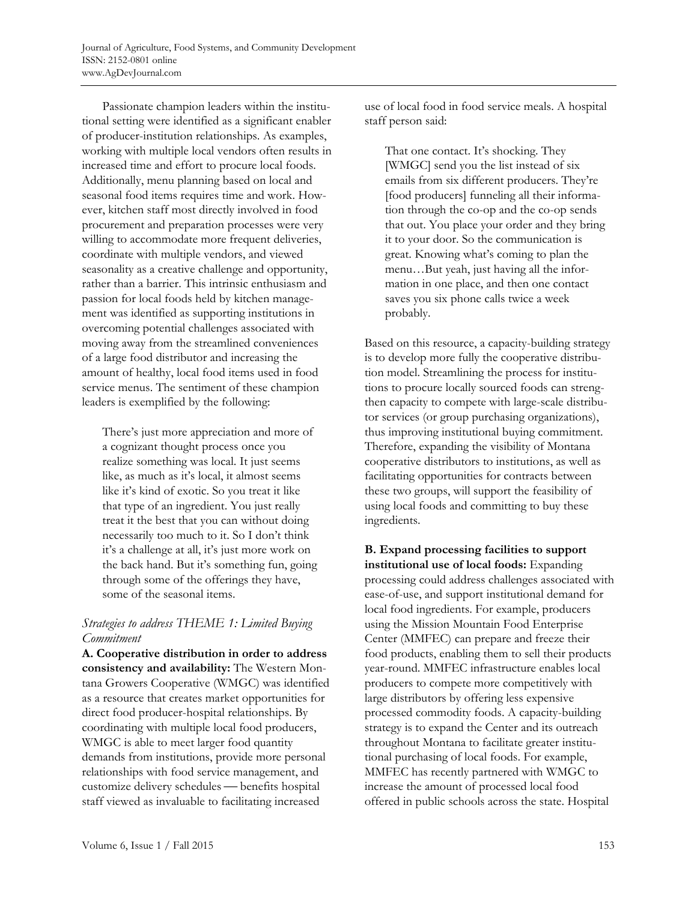Passionate champion leaders within the institutional setting were identified as a significant enabler of producer-institution relationships. As examples, working with multiple local vendors often results in increased time and effort to procure local foods. Additionally, menu planning based on local and seasonal food items requires time and work. However, kitchen staff most directly involved in food procurement and preparation processes were very willing to accommodate more frequent deliveries, coordinate with multiple vendors, and viewed seasonality as a creative challenge and opportunity, rather than a barrier. This intrinsic enthusiasm and passion for local foods held by kitchen management was identified as supporting institutions in overcoming potential challenges associated with moving away from the streamlined conveniences of a large food distributor and increasing the amount of healthy, local food items used in food service menus. The sentiment of these champion leaders is exemplified by the following:

> There's just more appreciation and more of a cognizant thought process once you realize something was local. It just seems like, as much as it's local, it almost seems like it's kind of exotic. So you treat it like that type of an ingredient. You just really treat it the best that you can without doing necessarily too much to it. So I don't think it's a challenge at all, it's just more work on the back hand. But it's something fun, going through some of the offerings they have, some of the seasonal items.

### *Strategies to address THEME 1: Limited Buying Commitment*

**A. Cooperative distribution in order to address consistency and availability:** The Western Montana Growers Cooperative (WMGC) was identified as a resource that creates market opportunities for direct food producer-hospital relationships. By coordinating with multiple local food producers, WMGC is able to meet larger food quantity demands from institutions, provide more personal relationships with food service management, and customize delivery schedules — benefits hospital staff viewed as invaluable to facilitating increased use of local food in food service meals. A hospital staff person said:

> That one contact. It's shocking. They [WMGC] send you the list instead of six emails from six different producers. They're [food producers] funneling all their information through the co-op and the co-op sends that out. You place your order and they bring it to your door. So the communication is great. Knowing what's coming to plan the menu…But yeah, just having all the information in one place, and then one contact saves you six phone calls twice a week probably.

Based on this resource, a capacity-building strategy is to develop more fully the cooperative distribution model. Streamlining the process for institutions to procure locally sourced foods can strengthen capacity to compete with large-scale distributor services (or group purchasing organizations), thus improving institutional buying commitment. Therefore, expanding the visibility of Montana cooperative distributors to institutions, as well as facilitating opportunities for contracts between these two groups, will support the feasibility of using local foods and committing to buy these ingredients.

**B. Expand processing facilities to support institutional use of local foods:** Expanding processing could address challenges associated with ease-of-use, and support institutional demand for local food ingredients. For example, producers using the Mission Mountain Food Enterprise Center (MMFEC) can prepare and freeze their food products, enabling them to sell their products year-round. MMFEC infrastructure enables local producers to compete more competitively with large distributors by offering less expensive processed commodity foods. A capacity-building strategy is to expand the Center and its outreach throughout Montana to facilitate greater institutional purchasing of local foods. For example, MMFEC has recently partnered with WMGC to increase the amount of processed local food offered in public schools across the state. Hospital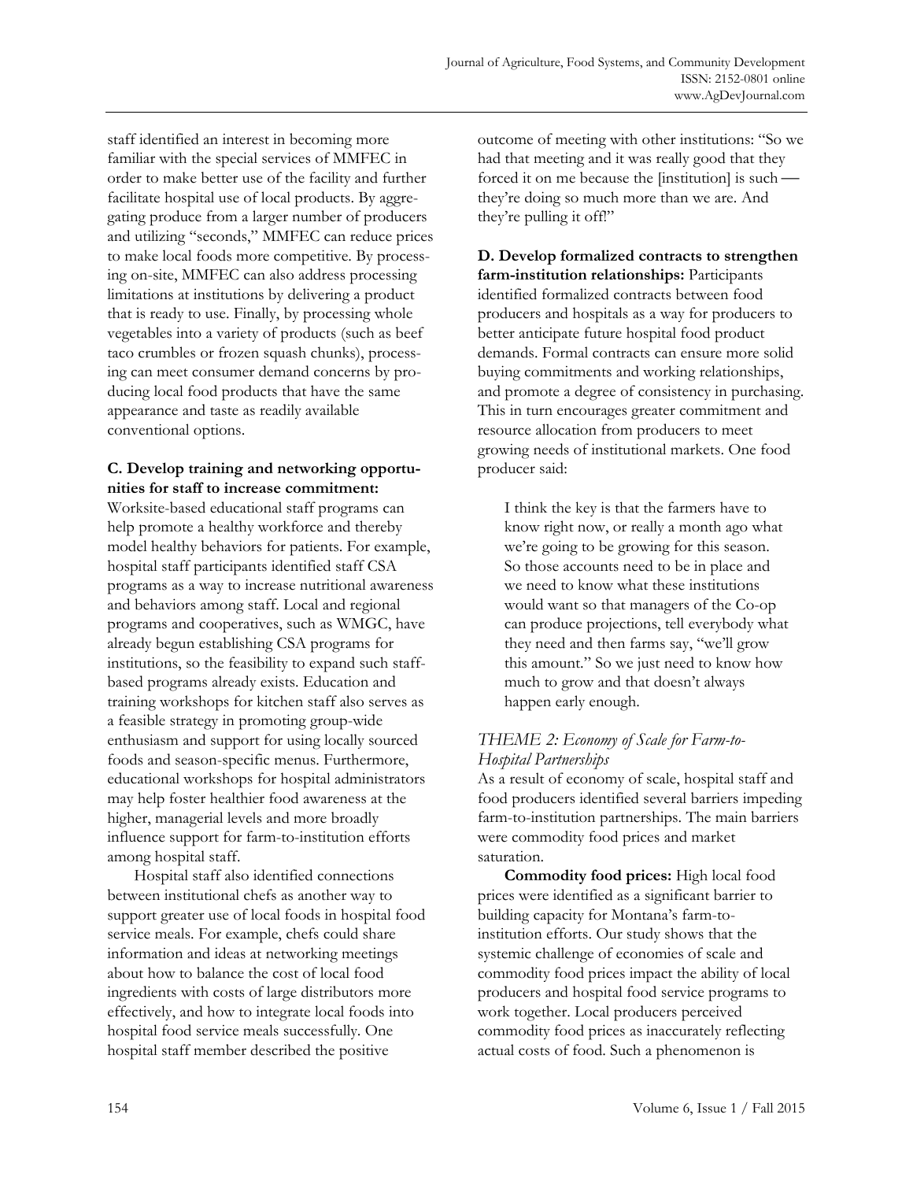staff identified an interest in becoming more familiar with the special services of MMFEC in order to make better use of the facility and further facilitate hospital use of local products. By aggregating produce from a larger number of producers and utilizing "seconds," MMFEC can reduce prices to make local foods more competitive. By processing on-site, MMFEC can also address processing limitations at institutions by delivering a product that is ready to use. Finally, by processing whole vegetables into a variety of products (such as beef taco crumbles or frozen squash chunks), processing can meet consumer demand concerns by producing local food products that have the same appearance and taste as readily available conventional options.

**C. Develop training and networking opportunities for staff to increase commitment:** Worksite-based educational staff programs can help promote a healthy workforce and thereby model healthy behaviors for patients. For example, hospital staff participants identified staff CSA programs as a way to increase nutritional awareness and behaviors among staff. Local and regional programs and cooperatives, such as WMGC, have already begun establishing CSA programs for institutions, so the feasibility to expand such staff-based programs already exists. Education and training workshops for kitchen staff also serves as a feasible strategy in promoting group-wide enthusiasm and support for using locally sourced foods and season-specific menus. Furthermore, educational workshops for hospital administrators may help foster healthier food awareness at the higher, managerial levels and more broadly influence support for farm-to-institution efforts among hospital staff.

Hospital staff also identified connections between institutional chefs as another way to support greater use of local foods in hospital food service meals. For example, chefs could share information and ideas at networking meetings about how to balance the cost of local food ingredients with costs of large distributors more effectively, and how to integrate local foods into hospital food service meals successfully. One hospital staff member described the positive outcome of meeting with other institutions: "So we had that meeting and it was really good that they forced it on me because the [institution] is such — they're doing so much more than we are. And they're pulling it off!"

**D. Develop formalized contracts to strengthen farm-institution relationships:** Participants identified formalized contracts between food producers and hospitals as a way for producers to better anticipate future hospital food product demands. Formal contracts can ensure more solid buying commitments and working relationships, and promote a degree of consistency in purchasing. This in turn encourages greater commitment and resource allocation from producers to meet growing needs of institutional markets. One food producer said:

> I think the key is that the farmers have to know right now, or really a month ago what we're going to be growing for this season. So those accounts need to be in place and we need to know what these institutions would want so that managers of the Co-op can produce projections, tell everybody what they need and then farms say, "we'll grow this amount." So we just need to know how much to grow and that doesn't always happen early enough.

### *THEME 2: Economy of Scale for Farm-to-Hospital Partnerships*

As a result of economy of scale, hospital staff and food producers identified several barriers impeding farm-to-institution partnerships. The main barriers were commodity food prices and market saturation.

**Commodity food prices:** High local food prices were identified as a significant barrier to building capacity for Montana's farm-to-institution efforts. Our study shows that the systemic challenge of economies of scale and commodity food prices impact the ability of local producers and hospital food service programs to work together. Local producers perceived commodity food prices as inaccurately reflecting actual costs of food. Such a phenomenon is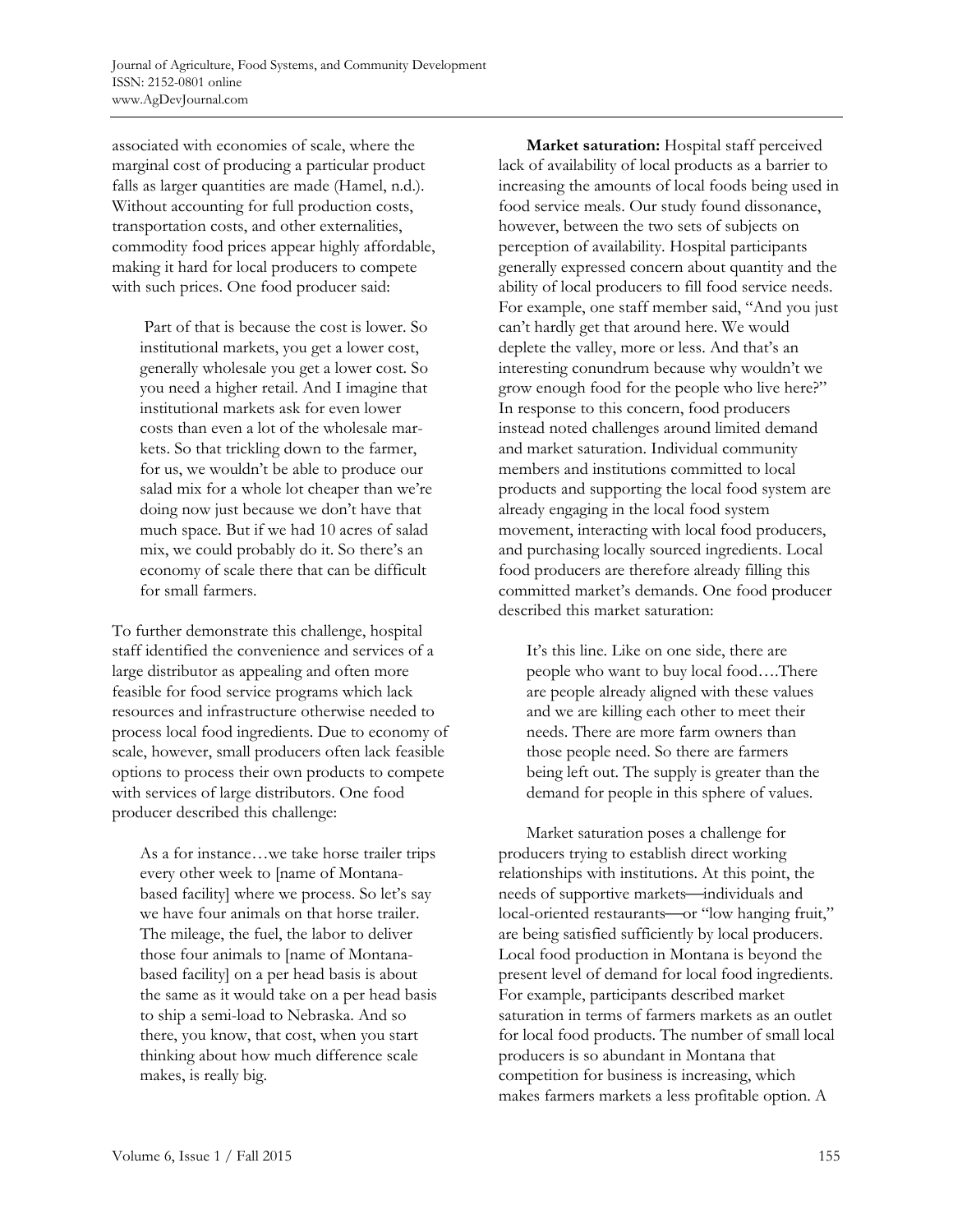associated with economies of scale, where the marginal cost of producing a particular product falls as larger quantities are made (Hamel, n.d.). Without accounting for full production costs, transportation costs, and other externalities, commodity food prices appear highly affordable, making it hard for local producers to compete with such prices. One food producer said:

> Part of that is because the cost is lower. So institutional markets, you get a lower cost, generally wholesale you get a lower cost. So you need a higher retail. And I imagine that institutional markets ask for even lower costs than even a lot of the wholesale markets. So that trickling down to the farmer, for us, we wouldn't be able to produce our salad mix for a whole lot cheaper than we're doing now just because we don't have that much space. But if we had 10 acres of salad mix, we could probably do it. So there's an economy of scale there that can be difficult for small farmers.

To further demonstrate this challenge, hospital staff identified the convenience and services of a large distributor as appealing and often more feasible for food service programs which lack resources and infrastructure otherwise needed to process local food ingredients. Due to economy of scale, however, small producers often lack feasible options to process their own products to compete with services of large distributors. One food producer described this challenge:

> As a for instance…we take horse trailer trips every other week to [name of Montana-based facility] where we process. So let's say we have four animals on that horse trailer. The mileage, the fuel, the labor to deliver those four animals to [name of Montana-based facility] on a per head basis is about the same as it would take on a per head basis to ship a semi-load to Nebraska. And so there, you know, that cost, when you start thinking about how much difference scale makes, is really big.

**Market saturation:** Hospital staff perceived lack of availability of local products as a barrier to increasing the amounts of local foods being used in food service meals. Our study found dissonance, however, between the two sets of subjects on perception of availability. Hospital participants generally expressed concern about quantity and the ability of local producers to fill food service needs. For example, one staff member said, "And you just can't hardly get that around here. We would deplete the valley, more or less. And that's an interesting conundrum because why wouldn't we grow enough food for the people who live here?" In response to this concern, food producers instead noted challenges around limited demand and market saturation. Individual community members and institutions committed to local products and supporting the local food system are already engaging in the local food system movement, interacting with local food producers, and purchasing locally sourced ingredients. Local food producers are therefore already filling this committed market's demands. One food producer described this market saturation:

> It's this line. Like on one side, there are people who want to buy local food….There are people already aligned with these values and we are killing each other to meet their needs. There are more farm owners than those people need. So there are farmers being left out. The supply is greater than the demand for people in this sphere of values.

Market saturation poses a challenge for producers trying to establish direct working relationships with institutions. At this point, the needs of supportive markets—individuals and local-oriented restaurants—or "low hanging fruit," are being satisfied sufficiently by local producers. Local food production in Montana is beyond the present level of demand for local food ingredients. For example, participants described market saturation in terms of farmers markets as an outlet for local food products. The number of small local producers is so abundant in Montana that competition for business is increasing, which makes farmers markets a less profitable option. A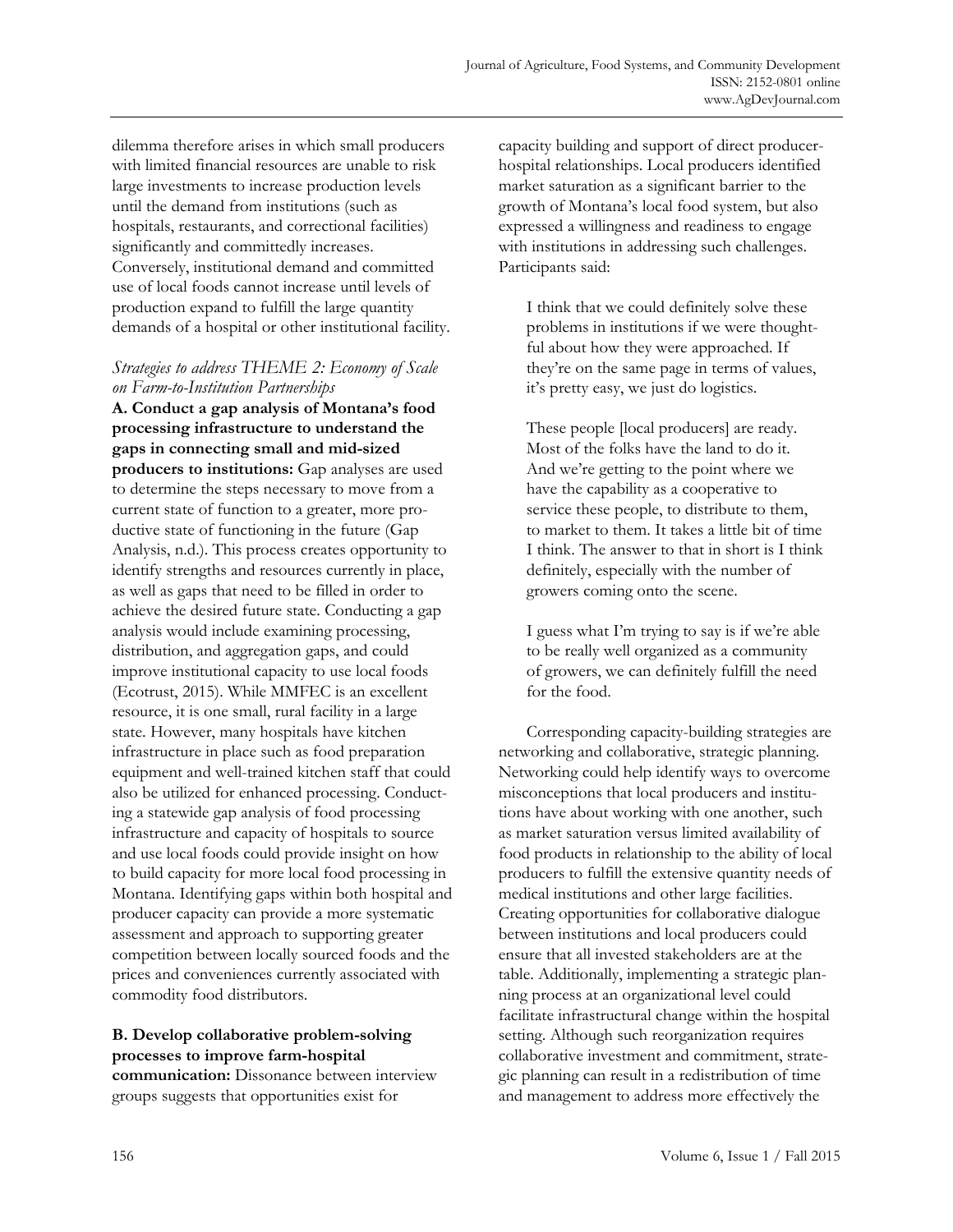dilemma therefore arises in which small producers with limited financial resources are unable to risk large investments to increase production levels until the demand from institutions (such as hospitals, restaurants, and correctional facilities) significantly and committedly increases. Conversely, institutional demand and committed use of local foods cannot increase until levels of production expand to fulfill the large quantity demands of a hospital or other institutional facility.

### *Strategies to address THEME 2: Economy of Scale on Farm-to-Institution Partnerships*

**A. Conduct a gap analysis of Montana's food processing infrastructure to understand the gaps in connecting small and mid-sized producers to institutions:** Gap analyses are used to determine the steps necessary to move from a current state of function to a greater, more productive state of functioning in the future (Gap Analysis, n.d.). This process creates opportunity to identify strengths and resources currently in place, as well as gaps that need to be filled in order to achieve the desired future state. Conducting a gap analysis would include examining processing, distribution, and aggregation gaps, and could improve institutional capacity to use local foods (Ecotrust, 2015). While MMFEC is an excellent resource, it is one small, rural facility in a large state. However, many hospitals have kitchen infrastructure in place such as food preparation equipment and well-trained kitchen staff that could also be utilized for enhanced processing. Conducting a statewide gap analysis of food processing infrastructure and capacity of hospitals to source and use local foods could provide insight on how to build capacity for more local food processing in Montana. Identifying gaps within both hospital and producer capacity can provide a more systematic assessment and approach to supporting greater competition between locally sourced foods and the prices and conveniences currently associated with commodity food distributors.

**B. Develop collaborative problem-solving processes to improve farm-hospital communication:** Dissonance between interview groups suggests that opportunities exist for capacity building and support of direct producer-hospital relationships. Local producers identified market saturation as a significant barrier to the growth of Montana's local food system, but also expressed a willingness and readiness to engage with institutions in addressing such challenges. Participants said:

> I think that we could definitely solve these problems in institutions if we were thoughtful about how they were approached. If they're on the same page in terms of values, it's pretty easy, we just do logistics.

> These people [local producers] are ready. Most of the folks have the land to do it. And we're getting to the point where we have the capability as a cooperative to service these people, to distribute to them, to market to them. It takes a little bit of time I think. The answer to that in short is I think definitely, especially with the number of growers coming onto the scene.

> I guess what I'm trying to say is if we're able to be really well organized as a community of growers, we can definitely fulfill the need for the food.

Corresponding capacity-building strategies are networking and collaborative, strategic planning. Networking could help identify ways to overcome misconceptions that local producers and institutions have about working with one another, such as market saturation versus limited availability of food products in relationship to the ability of local producers to fulfill the extensive quantity needs of medical institutions and other large facilities. Creating opportunities for collaborative dialogue between institutions and local producers could ensure that all invested stakeholders are at the table. Additionally, implementing a strategic planning process at an organizational level could facilitate infrastructural change within the hospital setting. Although such reorganization requires collaborative investment and commitment, strategic planning can result in a redistribution of time and management to address more effectively the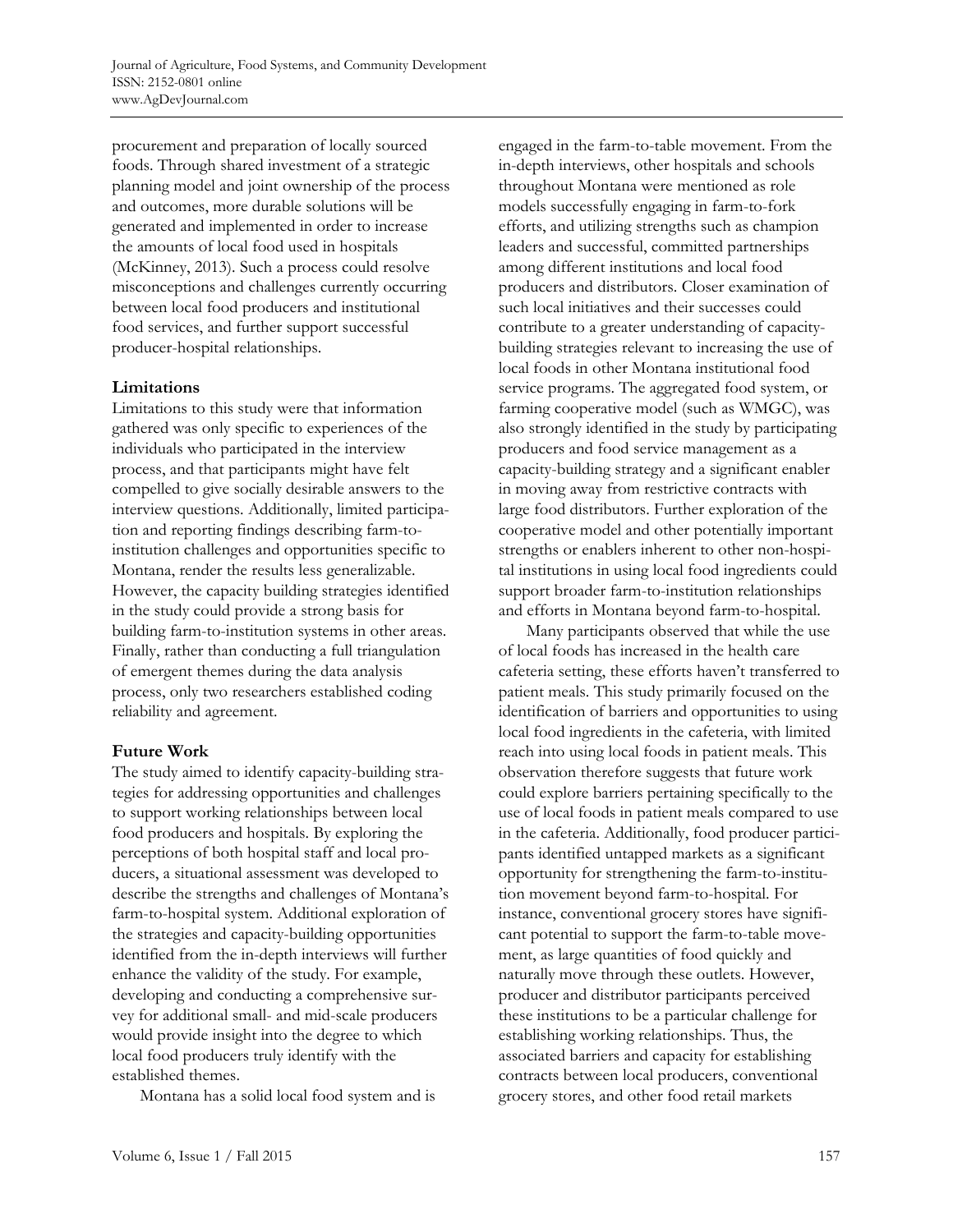procurement and preparation of locally sourced foods. Through shared investment of a strategic planning model and joint ownership of the process and outcomes, more durable solutions will be generated and implemented in order to increase the amounts of local food used in hospitals (McKinney, 2013). Such a process could resolve misconceptions and challenges currently occurring between local food producers and institutional food services, and further support successful producer-hospital relationships.

**Limitations**

Limitations to this study were that information gathered was only specific to experiences of the individuals who participated in the interview process, and that participants might have felt compelled to give socially desirable answers to the interview questions. Additionally, limited participation and reporting findings describing farm-to-institution challenges and opportunities specific to Montana, render the results less generalizable. However, the capacity building strategies identified in the study could provide a strong basis for building farm-to-institution systems in other areas. Finally, rather than conducting a full triangulation of emergent themes during the data analysis process, only two researchers established coding reliability and agreement.

**Future Work**

The study aimed to identify capacity-building strategies for addressing opportunities and challenges to support working relationships between local food producers and hospitals. By exploring the perceptions of both hospital staff and local producers, a situational assessment was developed to describe the strengths and challenges of Montana's farm-to-hospital system. Additional exploration of the strategies and capacity-building opportunities identified from the in-depth interviews will further enhance the validity of the study. For example, developing and conducting a comprehensive survey for additional small- and mid-scale producers would provide insight into the degree to which local food producers truly identify with the established themes.

Montana has a solid local food system and is engaged in the farm-to-table movement. From the in-depth interviews, other hospitals and schools throughout Montana were mentioned as role models successfully engaging in farm-to-fork efforts, and utilizing strengths such as champion leaders and successful, committed partnerships among different institutions and local food producers and distributors. Closer examination of such local initiatives and their successes could contribute to a greater understanding of capacity-building strategies relevant to increasing the use of local foods in other Montana institutional food service programs. The aggregated food system, or farming cooperative model (such as WMGC), was also strongly identified in the study by participating producers and food service management as a capacity-building strategy and a significant enabler in moving away from restrictive contracts with large food distributors. Further exploration of the cooperative model and other potentially important strengths or enablers inherent to other non-hospital institutions in using local food ingredients could support broader farm-to-institution relationships and efforts in Montana beyond farm-to-hospital.

Many participants observed that while the use of local foods has increased in the health care cafeteria setting, these efforts haven't transferred to patient meals. This study primarily focused on the identification of barriers and opportunities to using local food ingredients in the cafeteria, with limited reach into using local foods in patient meals. This observation therefore suggests that future work could explore barriers pertaining specifically to the use of local foods in patient meals compared to use in the cafeteria. Additionally, food producer participants identified untapped markets as a significant opportunity for strengthening the farm-to-institution movement beyond farm-to-hospital. For instance, conventional grocery stores have significant potential to support the farm-to-table movement, as large quantities of food quickly and naturally move through these outlets. However, producer and distributor participants perceived these institutions to be a particular challenge for establishing working relationships. Thus, the associated barriers and capacity for establishing contracts between local producers, conventional grocery stores, and other food retail markets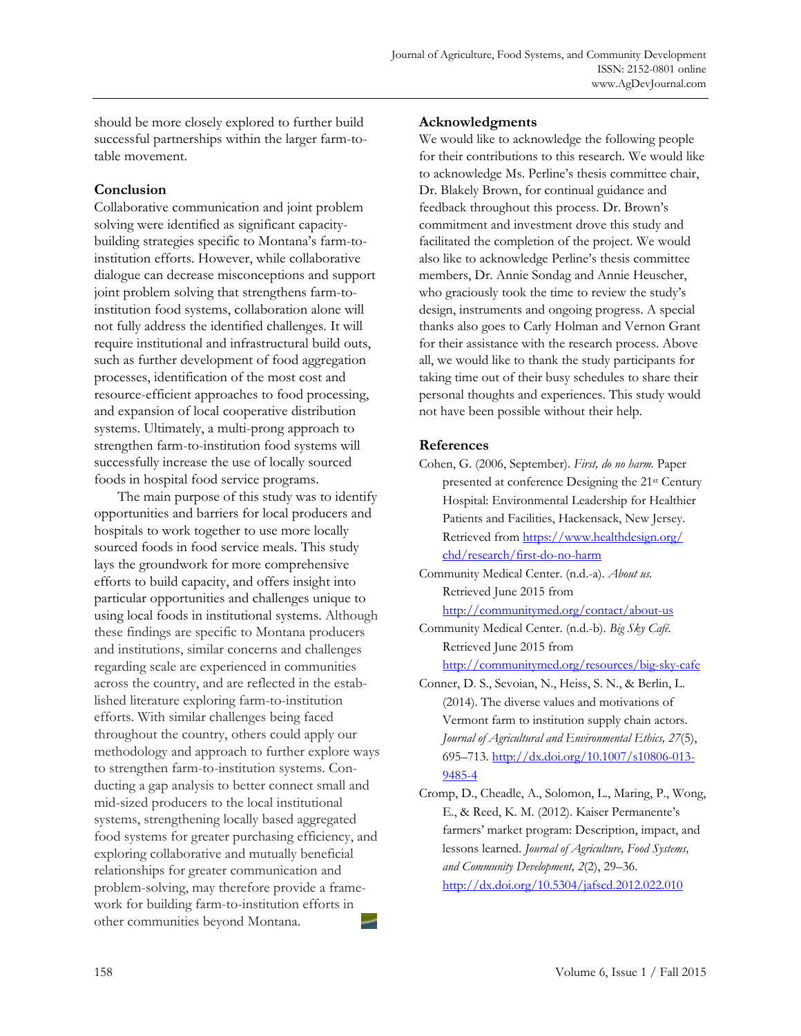should be more closely explored to further build successful partnerships within the larger farm-to-table movement.

## Conclusion

Collaborative communication and joint problem solving were identified as significant capacity-building strategies specific to Montana's farm-to-institution efforts. However, while collaborative dialogue can decrease misconceptions and support joint problem solving that strengthens farm-to-institution food systems, collaboration alone will not fully address the identified challenges. It will require institutional and infrastructural build outs, such as further development of food aggregation processes, identification of the most cost and resource-efficient approaches to food processing, and expansion of local cooperative distribution systems. Ultimately, a multi-prong approach to strengthen farm-to-institution food systems will successfully increase the use of locally sourced foods in hospital food service programs.

The main purpose of this study was to identify opportunities and barriers for local producers and hospitals to work together to use more locally sourced foods in food service meals. This study lays the groundwork for more comprehensive efforts to build capacity, and offers insight into particular opportunities and challenges unique to using local foods in institutional systems. Although these findings are specific to Montana producers and institutions, similar concerns and challenges regarding scale are experienced in communities across the country, and are reflected in the established literature exploring farm-to-institution efforts. With similar challenges being faced throughout the country, others could apply our methodology and approach to further explore ways to strengthen farm-to-institution systems. Conducting a gap analysis to better connect small and mid-sized producers to the local institutional systems, strengthening locally based aggregated food systems for greater purchasing efficiency, and exploring collaborative and mutually beneficial relationships for greater communication and problem-solving, may therefore provide a framework for building farm-to-institution efforts in other communities beyond Montana.

## Acknowledgments

We would like to acknowledge the following people for their contributions to this research. We would like to acknowledge Ms. Perline's thesis committee chair, Dr. Blakely Brown, for continual guidance and feedback throughout this process. Dr. Brown's commitment and investment drove this study and facilitated the completion of the project. We would also like to acknowledge Perline's thesis committee members, Dr. Annie Sondag and Annie Heuscher, who graciously took the time to review the study's design, instruments and ongoing progress. A special thanks also goes to Carly Holman and Vernon Grant for their assistance with the research process. Above all, we would like to thank the study participants for taking time out of their busy schedules to share their personal thoughts and experiences. This study would not have been possible without their help.

## References

Cohen, G. (2006, September). *First, do no harm.* Paper presented at conference Designing the 21st Century Hospital: Environmental Leadership for Healthier Patients and Facilities, Hackensack, New Jersey. Retrieved from https://www.healthdesign.org/chd/research/first-do-no-harm

Community Medical Center. (n.d.-a). *About us.* Retrieved June 2015 from http://communitymed.org/contact/about-us

Community Medical Center. (n.d.-b). *Big Sky Café.* Retrieved June 2015 from http://communitymed.org/resources/big-sky-cafe

Conner, D. S., Sevoian, N., Heiss, S. N., & Berlin, L. (2014). The diverse values and motivations of Vermont farm to institution supply chain actors. *Journal of Agricultural and Environmental Ethics, 27*(5), 695–713. http://dx.doi.org/10.1007/s10806-013-9485-4

Cromp, D., Cheadle, A., Solomon, L., Maring, P., Wong, E., & Reed, K. M. (2012). Kaiser Permanente's farmers' market program: Description, impact, and lessons learned. *Journal of Agriculture, Food Systems, and Community Development, 2*(2), 29–36. http://dx.doi.org/10.5304/jafscd.2012.022.010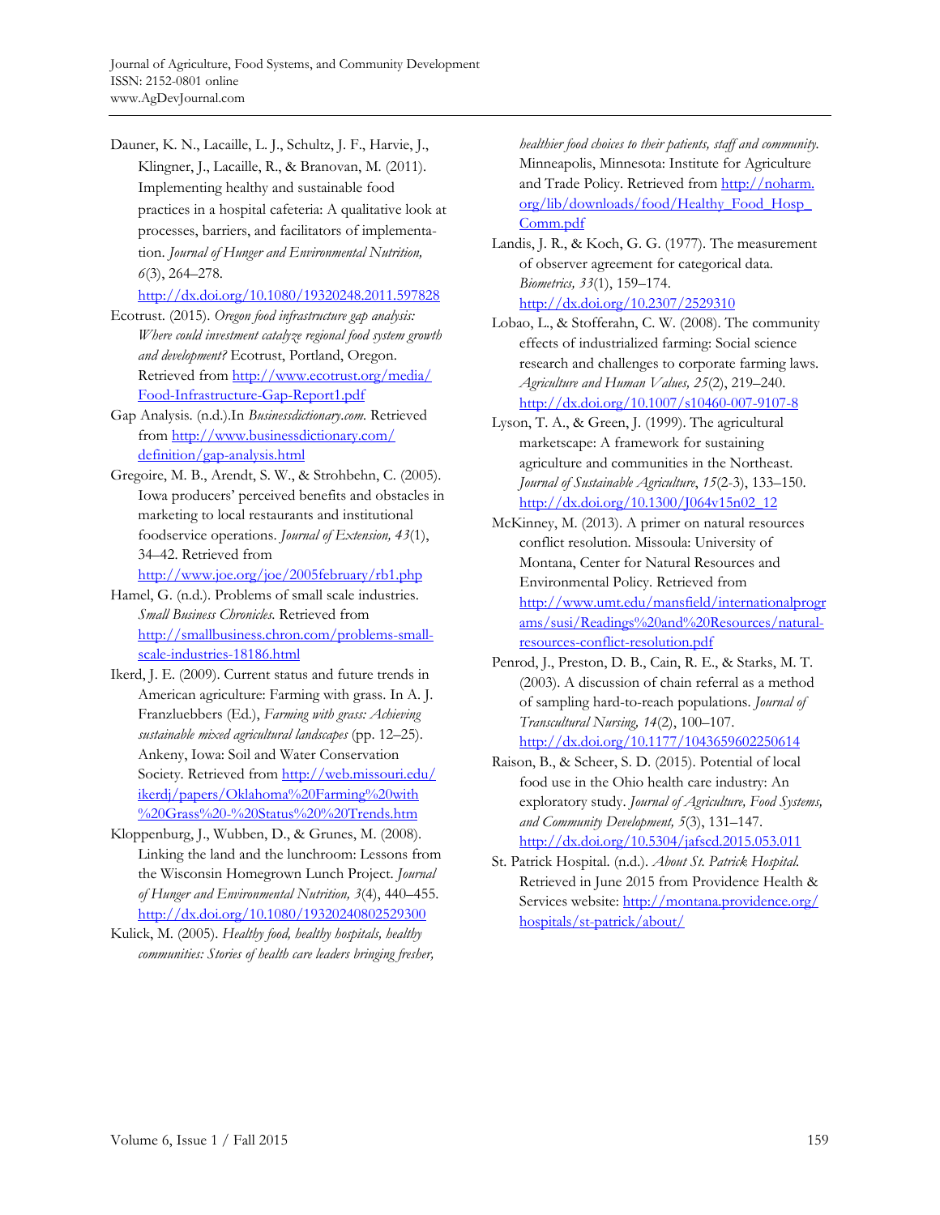Dauner, K. N., Lacaille, L. J., Schultz, J. F., Harvie, J., Klingner, J., Lacaille, R., & Branovan, M. (2011). Implementing healthy and sustainable food practices in a hospital cafeteria: A qualitative look at processes, barriers, and facilitators of implementation. *Journal of Hunger and Environmental Nutrition, 6*(3), 264–278. http://dx.doi.org/10.1080/19320248.2011.597828

Ecotrust. (2015). *Oregon food infrastructure gap analysis: Where could investment catalyze regional food system growth and development?* Ecotrust, Portland, Oregon. Retrieved from http://www.ecotrust.org/media/Food-Infrastructure-Gap-Report1.pdf

Gap Analysis. (n.d.).In *Businessdictionary.com.* Retrieved from http://www.businessdictionary.com/definition/gap-analysis.html

Gregoire, M. B., Arendt, S. W., & Strohbehn, C. (2005). Iowa producers' perceived benefits and obstacles in marketing to local restaurants and institutional foodservice operations. *Journal of Extension, 43*(1), 34–42. Retrieved from http://www.joe.org/joe/2005february/rb1.php

Hamel, G. (n.d.). Problems of small scale industries. *Small Business Chronicles.* Retrieved from http://smallbusiness.chron.com/problems-small-scale-industries-18186.html

Ikerd, J. E. (2009). Current status and future trends in American agriculture: Farming with grass. In A. J. Franzluebbers (Ed.), *Farming with grass: Achieving sustainable mixed agricultural landscapes* (pp. 12–25). Ankeny, Iowa: Soil and Water Conservation Society. Retrieved from http://web.missouri.edu/ikerdj/papers/Oklahoma%20Farming%20with%20Grass%20-%20Status%20%20Trends.htm

Kloppenburg, J., Wubben, D., & Grunes, M. (2008). Linking the land and the lunchroom: Lessons from the Wisconsin Homegrown Lunch Project. *Journal of Hunger and Environmental Nutrition, 3*(4), 440–455. http://dx.doi.org/10.1080/19320240802529300

Kulick, M. (2005). *Healthy food, healthy hospitals, healthy communities: Stories of health care leaders bringing fresher, healthier food choices to their patients, staff and community.* Minneapolis, Minnesota: Institute for Agriculture and Trade Policy. Retrieved from http://noharm.org/lib/downloads/food/Healthy_Food_Hosp_Comm.pdf

Landis, J. R., & Koch, G. G. (1977). The measurement of observer agreement for categorical data. *Biometrics, 33*(1), 159–174. http://dx.doi.org/10.2307/2529310

Lobao, L., & Stofferahn, C. W. (2008). The community effects of industrialized farming: Social science research and challenges to corporate farming laws. *Agriculture and Human Values, 25*(2), 219–240. http://dx.doi.org/10.1007/s10460-007-9107-8

Lyson, T. A., & Green, J. (1999). The agricultural marketscape: A framework for sustaining agriculture and communities in the Northeast. *Journal of Sustainable Agriculture*, *15*(2-3), 133–150. http://dx.doi.org/10.1300/J064v15n02_12

McKinney, M. (2013). A primer on natural resources conflict resolution. Missoula: University of Montana, Center for Natural Resources and Environmental Policy. Retrieved from http://www.umt.edu/mansfield/internationalprograms/susi/Readings%20and%20Resources/natural-resources-conflict-resolution.pdf

Penrod, J., Preston, D. B., Cain, R. E., & Starks, M. T. (2003). A discussion of chain referral as a method of sampling hard-to-reach populations. *Journal of Transcultural Nursing, 14*(2), 100–107. http://dx.doi.org/10.1177/1043659602250614

Raison, B., & Scheer, S. D. (2015). Potential of local food use in the Ohio health care industry: An exploratory study. *Journal of Agriculture, Food Systems, and Community Development, 5*(3), 131–147. http://dx.doi.org/10.5304/jafscd.2015.053.011

St. Patrick Hospital. (n.d.). *About St. Patrick Hospital.* Retrieved in June 2015 from Providence Health & Services website: http://montana.providence.org/hospitals/st-patrick/about/